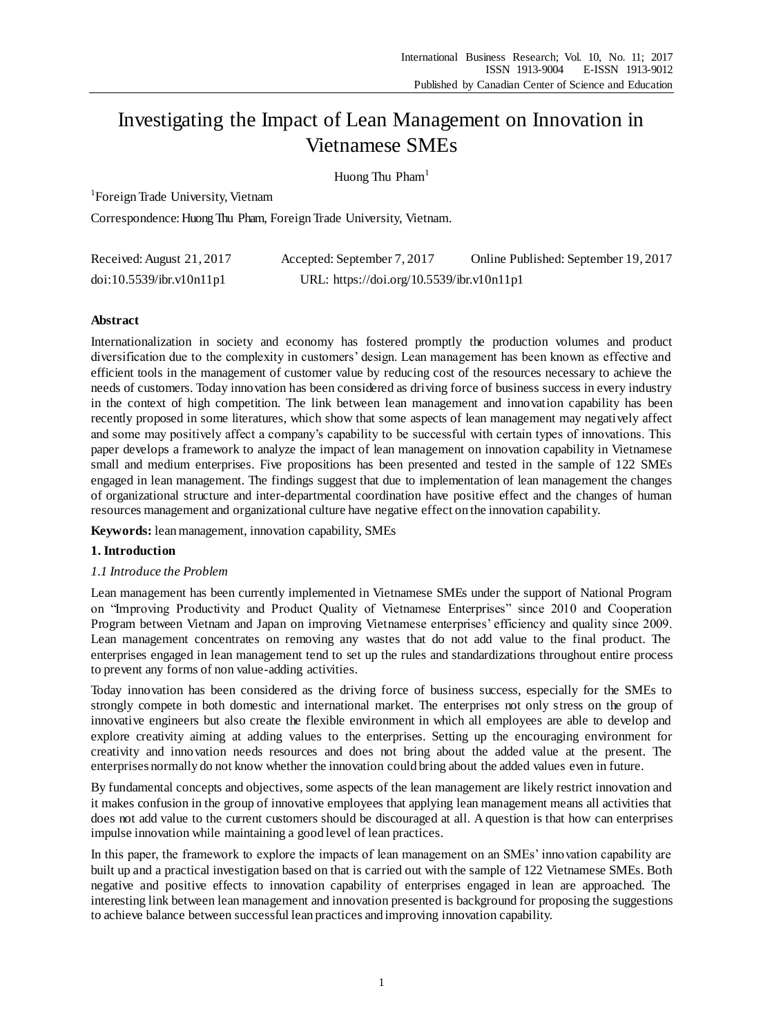# Investigating the Impact of Lean Management on Innovation in Vietnamese SMEs

Huong Thu Pham[1]

[1]Foreign Trade University, Vietnam

Correspondence: Huong Thu Pham, Foreign Trade University, Vietnam.

Received: August 21, 2017 Accepted: September 7, 2017 Online Published: September 19, 2017

doi:10.5539/ibr.v10n11p1 URL: https://doi.org/10.5539/ibr.v10n11p1

## Abstract

Internationalization in society and economy has fostered promptly the production volumes and product diversification due to the complexity in customers' design. Lean management has been known as effective and efficient tools in the management of customer value by reducing cost of the resources necessary to achieve the needs of customers. Today innovation has been considered as driving force of business success in every industry in the context of high competition. The link between lean management and innovation capability has been recently proposed in some literatures, which show that some aspects of lean management may negatively affect and some may positively affect a company's capability to be successful with certain types of innovations. This paper develops a framework to analyze the impact of lean management on innovation capability in Vietnamese small and medium enterprises. Five propositions has been presented and tested in the sample of 122 SMEs engaged in lean management. The findings suggest that due to implementation of lean management the changes of organizational structure and inter-departmental coordination have positive effect and the changes of human resources management and organizational culture have negative effect on the innovation capability.

**Keywords:** lean management, innovation capability, SMEs

## 1. Introduction

### *1.1 Introduce the Problem*

Lean management has been currently implemented in Vietnamese SMEs under the support of National Program on "Improving Productivity and Product Quality of Vietnamese Enterprises" since 2010 and Cooperation Program between Vietnam and Japan on improving Vietnamese enterprises' efficiency and quality since 2009. Lean management concentrates on removing any wastes that do not add value to the final product. The enterprises engaged in lean management tend to set up the rules and standardizations throughout entire process to prevent any forms of non value-adding activities.

Today innovation has been considered as the driving force of business success, especially for the SMEs to strongly compete in both domestic and international market. The enterprises not only stress on the group of innovative engineers but also create the flexible environment in which all employees are able to develop and explore creativity aiming at adding values to the enterprises. Setting up the encouraging environment for creativity and innovation needs resources and does not bring about the added value at the present. The enterprises normally do not know whether the innovation could bring about the added values even in future.

By fundamental concepts and objectives, some aspects of the lean management are likely restrict innovation and it makes confusion in the group of innovative employees that applying lean management means all activities that does not add value to the current customers should be discouraged at all. A question is that how can enterprises impulse innovation while maintaining a good level of lean practices.

In this paper, the framework to explore the impacts of lean management on an SMEs' innovation capability are built up and a practical investigation based on that is carried out with the sample of 122 Vietnamese SMEs. Both negative and positive effects to innovation capability of enterprises engaged in lean are approached. The interesting link between lean management and innovation presented is background for proposing the suggestions to achieve balance between successful lean practices and improving innovation capability.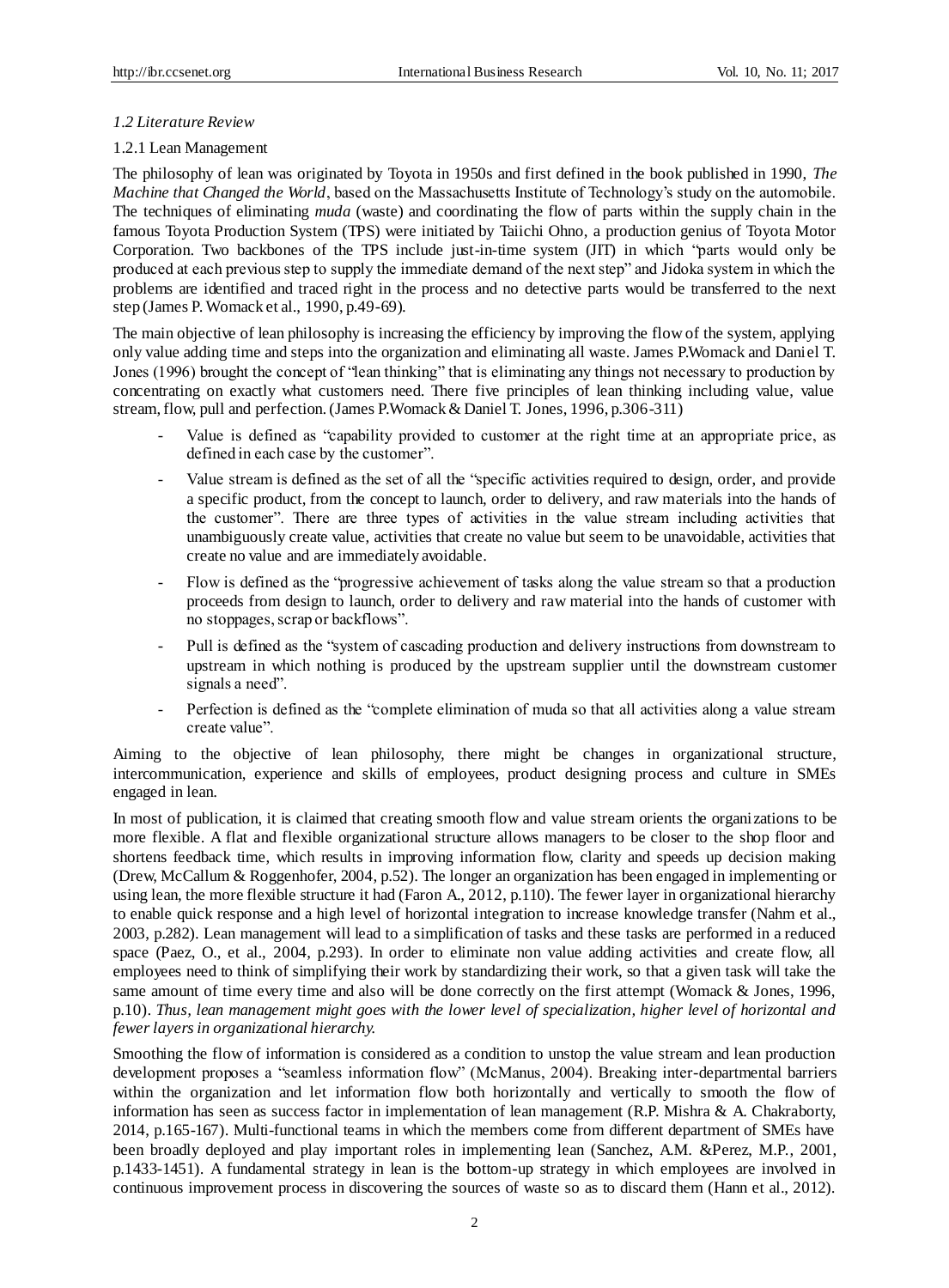### *1.2 Literature Review*

#### 1.2.1 Lean Management

The philosophy of lean was originated by Toyota in 1950s and first defined in the book published in 1990, *The Machine that Changed the World*, based on the Massachusetts Institute of Technology's study on the automobile. The techniques of eliminating *muda* (waste) and coordinating the flow of parts within the supply chain in the famous Toyota Production System (TPS) were initiated by Taiichi Ohno, a production genius of Toyota Motor Corporation. Two backbones of the TPS include just-in-time system (JIT) in which "parts would only be produced at each previous step to supply the immediate demand of the next step" and Jidoka system in which the problems are identified and traced right in the process and no detective parts would be transferred to the next step (James P. Womack et al., 1990, p.49-69).

The main objective of lean philosophy is increasing the efficiency by improving the flow of the system, applying only value adding time and steps into the organization and eliminating all waste. James P.Womack and Daniel T. Jones (1996) brought the concept of "lean thinking" that is eliminating any things not necessary to production by concentrating on exactly what customers need. There five principles of lean thinking including value, value stream, flow, pull and perfection. (James P.Womack & Daniel T. Jones, 1996, p.306-311)

- Value is defined as "capability provided to customer at the right time at an appropriate price, as defined in each case by the customer".
- Value stream is defined as the set of all the "specific activities required to design, order, and provide a specific product, from the concept to launch, order to delivery, and raw materials into the hands of the customer". There are three types of activities in the value stream including activities that unambiguously create value, activities that create no value but seem to be unavoidable, activities that create no value and are immediately avoidable.
- Flow is defined as the "progressive achievement of tasks along the value stream so that a production proceeds from design to launch, order to delivery and raw material into the hands of customer with no stoppages, scrap or backflows".
- Pull is defined as the "system of cascading production and delivery instructions from downstream to upstream in which nothing is produced by the upstream supplier until the downstream customer signals a need".
- Perfection is defined as the "complete elimination of muda so that all activities along a value stream create value".

Aiming to the objective of lean philosophy, there might be changes in organizational structure, intercommunication, experience and skills of employees, product designing process and culture in SMEs engaged in lean.

In most of publication, it is claimed that creating smooth flow and value stream orients the organizations to be more flexible. A flat and flexible organizational structure allows managers to be closer to the shop floor and shortens feedback time, which results in improving information flow, clarity and speeds up decision making (Drew, McCallum & Roggenhofer, 2004, p.52). The longer an organization has been engaged in implementing or using lean, the more flexible structure it had (Faron A., 2012, p.110). The fewer layer in organizational hierarchy to enable quick response and a high level of horizontal integration to increase knowledge transfer (Nahm et al., 2003, p.282). Lean management will lead to a simplification of tasks and these tasks are performed in a reduced space (Paez, O., et al., 2004, p.293). In order to eliminate non value adding activities and create flow, all employees need to think of simplifying their work by standardizing their work, so that a given task will take the same amount of time every time and also will be done correctly on the first attempt (Womack & Jones, 1996, p.10). *Thus, lean management might goes with the lower level of specialization, higher level of horizontal and fewer layers in organizational hierarchy.*

Smoothing the flow of information is considered as a condition to unstop the value stream and lean production development proposes a "seamless information flow" (McManus, 2004). Breaking inter-departmental barriers within the organization and let information flow both horizontally and vertically to smooth the flow of information has seen as success factor in implementation of lean management (R.P. Mishra & A. Chakraborty, 2014, p.165-167). Multi-functional teams in which the members come from different department of SMEs have been broadly deployed and play important roles in implementing lean (Sanchez, A.M. &Perez, M.P., 2001, p.1433-1451). A fundamental strategy in lean is the bottom-up strategy in which employees are involved in continuous improvement process in discovering the sources of waste so as to discard them (Hann et al., 2012).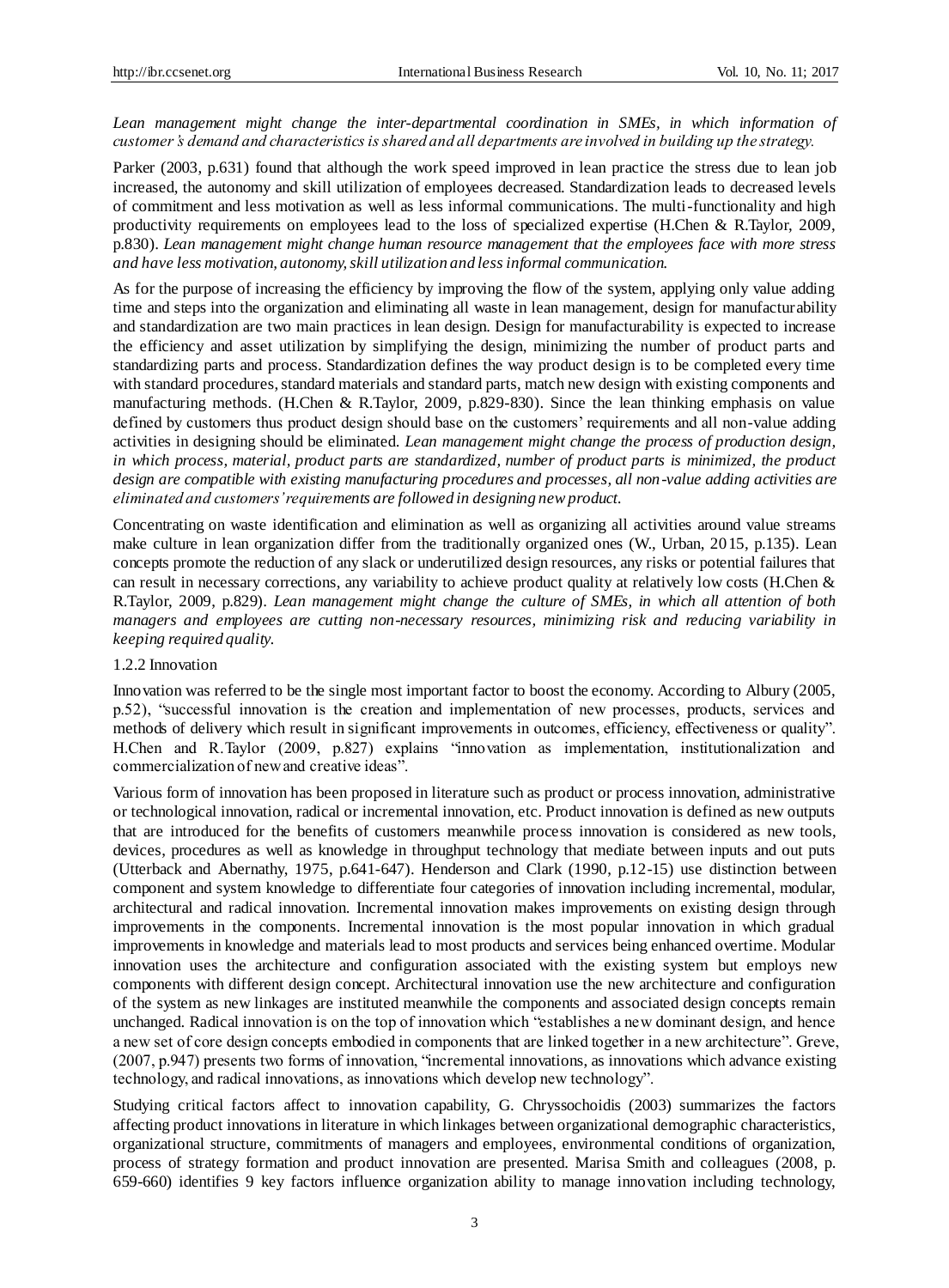*Lean management might change the inter-departmental coordination in SMEs, in which information of customer's demand and characteristics is shared and all departments are involved in building up the strategy.*

Parker (2003, p.631) found that although the work speed improved in lean practice the stress due to lean job increased, the autonomy and skill utilization of employees decreased. Standardization leads to decreased levels of commitment and less motivation as well as less informal communications. The multi-functionality and high productivity requirements on employees lead to the loss of specialized expertise (H.Chen & R.Taylor, 2009, p.830). *Lean management might change human resource management that the employees face with more stress and have less motivation, autonomy, skill utilization and less informal communication.*

As for the purpose of increasing the efficiency by improving the flow of the system, applying only value adding time and steps into the organization and eliminating all waste in lean management, design for manufacturability and standardization are two main practices in lean design. Design for manufacturability is expected to increase the efficiency and asset utilization by simplifying the design, minimizing the number of product parts and standardizing parts and process. Standardization defines the way product design is to be completed every time with standard procedures, standard materials and standard parts, match new design with existing components and manufacturing methods. (H.Chen & R.Taylor, 2009, p.829-830). Since the lean thinking emphasis on value defined by customers thus product design should base on the customers' requirements and all non-value adding activities in designing should be eliminated. *Lean management might change the process of production design, in which process, material, product parts are standardized, number of product parts is minimized, the product design are compatible with existing manufacturing procedures and processes, all non-value adding activities are eliminated and customers' requirements are followed in designing new product.*

Concentrating on waste identification and elimination as well as organizing all activities around value streams make culture in lean organization differ from the traditionally organized ones (W., Urban, 2015, p.135). Lean concepts promote the reduction of any slack or underutilized design resources, any risks or potential failures that can result in necessary corrections, any variability to achieve product quality at relatively low costs (H.Chen & R.Taylor, 2009, p.829). *Lean management might change the culture of SMEs, in which all attention of both managers and employees are cutting non-necessary resources, minimizing risk and reducing variability in keeping required quality.*

### 1.2.2 Innovation

Innovation was referred to be the single most important factor to boost the economy. According to Albury (2005, p.52), "successful innovation is the creation and implementation of new processes, products, services and methods of delivery which result in significant improvements in outcomes, efficiency, effectiveness or quality". H.Chen and R.Taylor (2009, p.827) explains "innovation as implementation, institutionalization and commercialization of new and creative ideas".

Various form of innovation has been proposed in literature such as product or process innovation, administrative or technological innovation, radical or incremental innovation, etc. Product innovation is defined as new outputs that are introduced for the benefits of customers meanwhile process innovation is considered as new tools, devices, procedures as well as knowledge in throughput technology that mediate between inputs and out puts (Utterback and Abernathy, 1975, p.641-647). Henderson and Clark (1990, p.12-15) use distinction between component and system knowledge to differentiate four categories of innovation including incremental, modular, architectural and radical innovation. Incremental innovation makes improvements on existing design through improvements in the components. Incremental innovation is the most popular innovation in which gradual improvements in knowledge and materials lead to most products and services being enhanced overtime. Modular innovation uses the architecture and configuration associated with the existing system but employs new components with different design concept. Architectural innovation use the new architecture and configuration of the system as new linkages are instituted meanwhile the components and associated design concepts remain unchanged. Radical innovation is on the top of innovation which "establishes a new dominant design, and hence a new set of core design concepts embodied in components that are linked together in a new architecture". Greve, (2007, p.947) presents two forms of innovation, "incremental innovations, as innovations which advance existing technology, and radical innovations, as innovations which develop new technology".

Studying critical factors affect to innovation capability, G. Chryssochoidis (2003) summarizes the factors affecting product innovations in literature in which linkages between organizational demographic characteristics, organizational structure, commitments of managers and employees, environmental conditions of organization, process of strategy formation and product innovation are presented. Marisa Smith and colleagues (2008, p. 659-660) identifies 9 key factors influence organization ability to manage innovation including technology,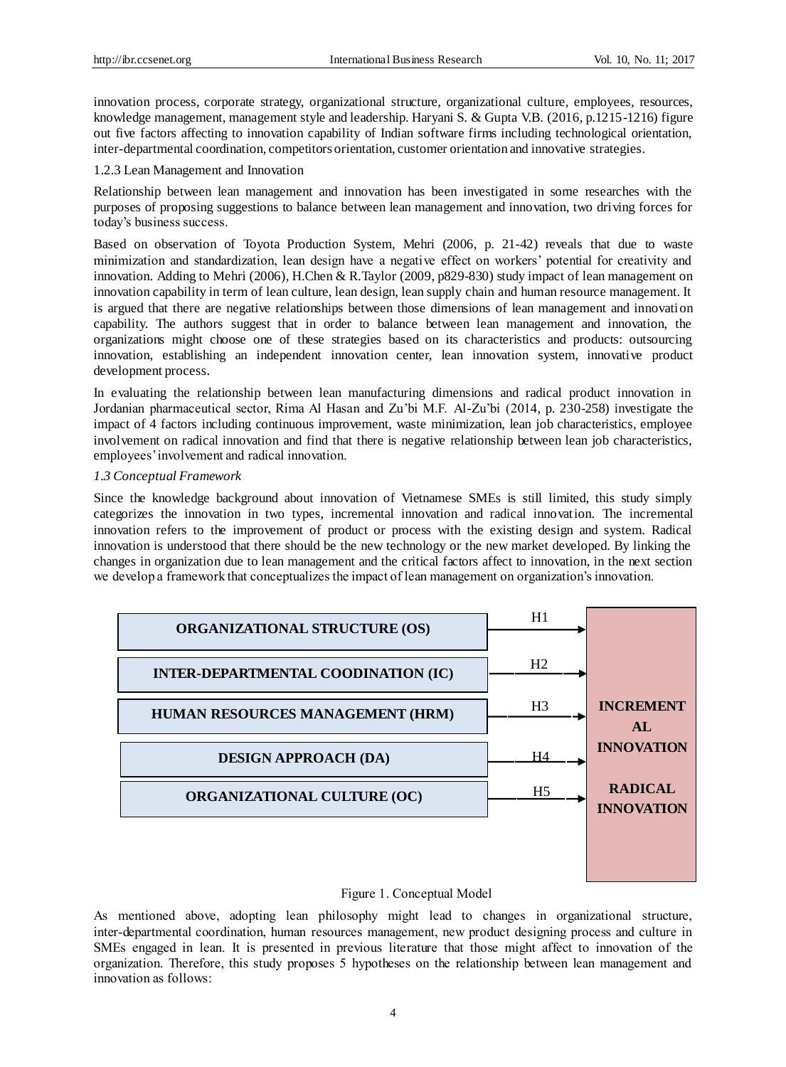innovation process, corporate strategy, organizational structure, organizational culture, employees, resources, knowledge management, management style and leadership. Haryani S. & Gupta V.B. (2016, p.1215-1216) figure out five factors affecting to innovation capability of Indian software firms including technological orientation, inter-departmental coordination, competitors orientation, customer orientation and innovative strategies.

### 1.2.3 Lean Management and Innovation

Relationship between lean management and innovation has been investigated in some researches with the purposes of proposing suggestions to balance between lean management and innovation, two driving forces for today's business success.

Based on observation of Toyota Production System, Mehri (2006, p. 21-42) reveals that due to waste minimization and standardization, lean design have a negative effect on workers' potential for creativity and innovation. Adding to Mehri (2006), H.Chen & R.Taylor (2009, p829-830) study impact of lean management on innovation capability in term of lean culture, lean design, lean supply chain and human resource management. It is argued that there are negative relationships between those dimensions of lean management and innovation capability. The authors suggest that in order to balance between lean management and innovation, the organizations might choose one of these strategies based on its characteristics and products: outsourcing innovation, establishing an independent innovation center, lean innovation system, innovative product development process.

In evaluating the relationship between lean manufacturing dimensions and radical product innovation in Jordanian pharmaceutical sector, Rima Al Hasan and Zu'bi M.F. Al-Zu'bi (2014, p. 230-258) investigate the impact of 4 factors including continuous improvement, waste minimization, lean job characteristics, employee involvement on radical innovation and find that there is negative relationship between lean job characteristics, employees' involvement and radical innovation.

### *1.3 Conceptual Framework*

Since the knowledge background about innovation of Vietnamese SMEs is still limited, this study simply categorizes the innovation in two types, incremental innovation and radical innovation. The incremental innovation refers to the improvement of product or process with the existing design and system. Radical innovation is understood that there should be the new technology or the new market developed. By linking the changes in organization due to lean management and the critical factors affect to innovation, in the next section we develop a framework that conceptualizes the impact of lean management on organization's innovation.

| Factor | Hypothesis | Outcome |
|---|---|---|
| ORGANIZATIONAL STRUCTURE (OS) | H1 → | INCREMENTAL INNOVATION / RADICAL INNOVATION |
| INTER-DEPARTMENTAL COODINATION (IC) | H2 → | |
| HUMAN RESOURCES MANAGEMENT (HRM) | H3 → | |
| DESIGN APPROACH (DA) | H4 → | |
| ORGANIZATIONAL CULTURE (OC) | H5 → | |

Figure 1. Conceptual Model

As mentioned above, adopting lean philosophy might lead to changes in organizational structure, inter-departmental coordination, human resources management, new product designing process and culture in SMEs engaged in lean. It is presented in previous literature that those might affect to innovation of the organization. Therefore, this study proposes 5 hypotheses on the relationship between lean management and innovation as follows: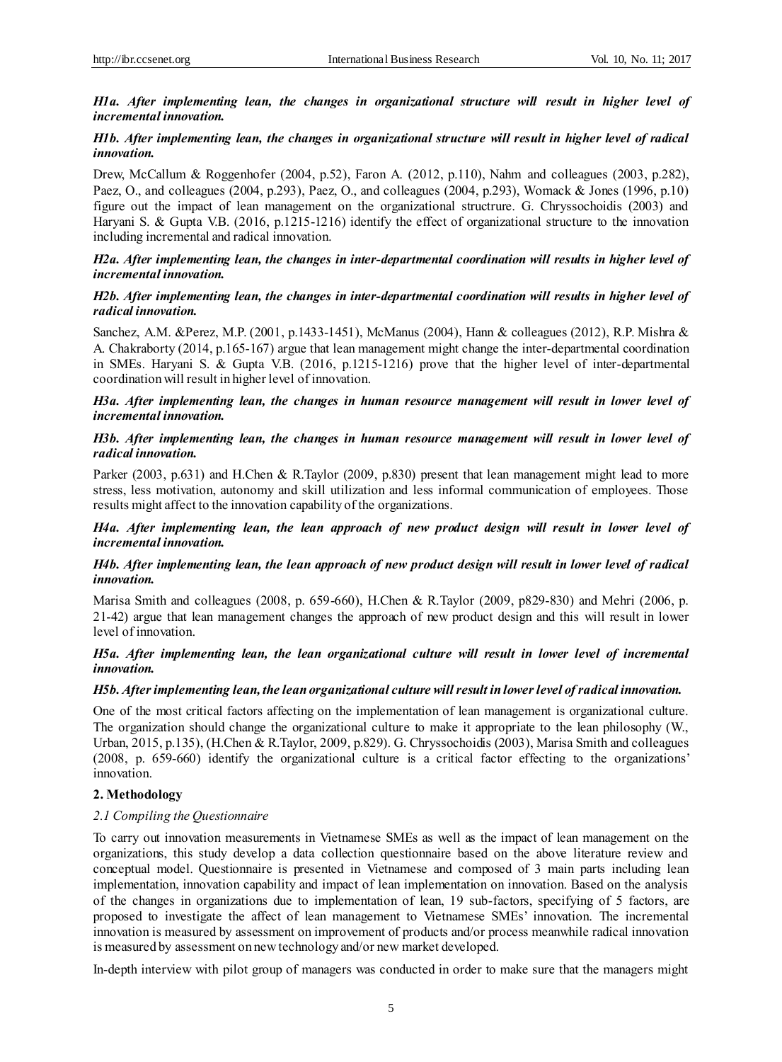***H1a. After implementing lean, the changes in organizational structure will result in higher level of incremental innovation.***

***H1b. After implementing lean, the changes in organizational structure will result in higher level of radical innovation.***

Drew, McCallum & Roggenhofer (2004, p.52), Faron A. (2012, p.110), Nahm and colleagues (2003, p.282), Paez, O., and colleagues (2004, p.293), Paez, O., and colleagues (2004, p.293), Womack & Jones (1996, p.10) figure out the impact of lean management on the organizational structrure. G. Chryssochoidis (2003) and Haryani S. & Gupta V.B. (2016, p.1215-1216) identify the effect of organizational structure to the innovation including incremental and radical innovation.

***H2a. After implementing lean, the changes in inter-departmental coordination will results in higher level of incremental innovation.***

***H2b. After implementing lean, the changes in inter-departmental coordination will results in higher level of radical innovation.***

Sanchez, A.M. &Perez, M.P. (2001, p.1433-1451), McManus (2004), Hann & colleagues (2012), R.P. Mishra & A. Chakraborty (2014, p.165-167) argue that lean management might change the inter-departmental coordination in SMEs. Haryani S. & Gupta V.B. (2016, p.1215-1216) prove that the higher level of inter-departmental coordination will result in higher level of innovation.

***H3a. After implementing lean, the changes in human resource management will result in lower level of incremental innovation.***

***H3b. After implementing lean, the changes in human resource management will result in lower level of radical innovation.***

Parker (2003, p.631) and H.Chen & R.Taylor (2009, p.830) present that lean management might lead to more stress, less motivation, autonomy and skill utilization and less informal communication of employees. Those results might affect to the innovation capability of the organizations.

***H4a. After implementing lean, the lean approach of new product design will result in lower level of incremental innovation.***

***H4b. After implementing lean, the lean approach of new product design will result in lower level of radical innovation.***

Marisa Smith and colleagues (2008, p. 659-660), H.Chen & R.Taylor (2009, p829-830) and Mehri (2006, p. 21-42) argue that lean management changes the approach of new product design and this will result in lower level of innovation.

***H5a. After implementing lean, the lean organizational culture will result in lower level of incremental innovation.***

***H5b. After implementing lean, the lean organizational culture will result in lower level of radical innovation.***

One of the most critical factors affecting on the implementation of lean management is organizational culture. The organization should change the organizational culture to make it appropriate to the lean philosophy (W., Urban, 2015, p.135), (H.Chen & R.Taylor, 2009, p.829). G. Chryssochoidis (2003), Marisa Smith and colleagues (2008, p. 659-660) identify the organizational culture is a critical factor effecting to the organizations' innovation.

## 2. Methodology

### *2.1 Compiling the Questionnaire*

To carry out innovation measurements in Vietnamese SMEs as well as the impact of lean management on the organizations, this study develop a data collection questionnaire based on the above literature review and conceptual model. Questionnaire is presented in Vietnamese and composed of 3 main parts including lean implementation, innovation capability and impact of lean implementation on innovation. Based on the analysis of the changes in organizations due to implementation of lean, 19 sub-factors, specifying of 5 factors, are proposed to investigate the affect of lean management to Vietnamese SMEs' innovation. The incremental innovation is measured by assessment on improvement of products and/or process meanwhile radical innovation is measured by assessment on new technology and/or new market developed.

In-depth interview with pilot group of managers was conducted in order to make sure that the managers might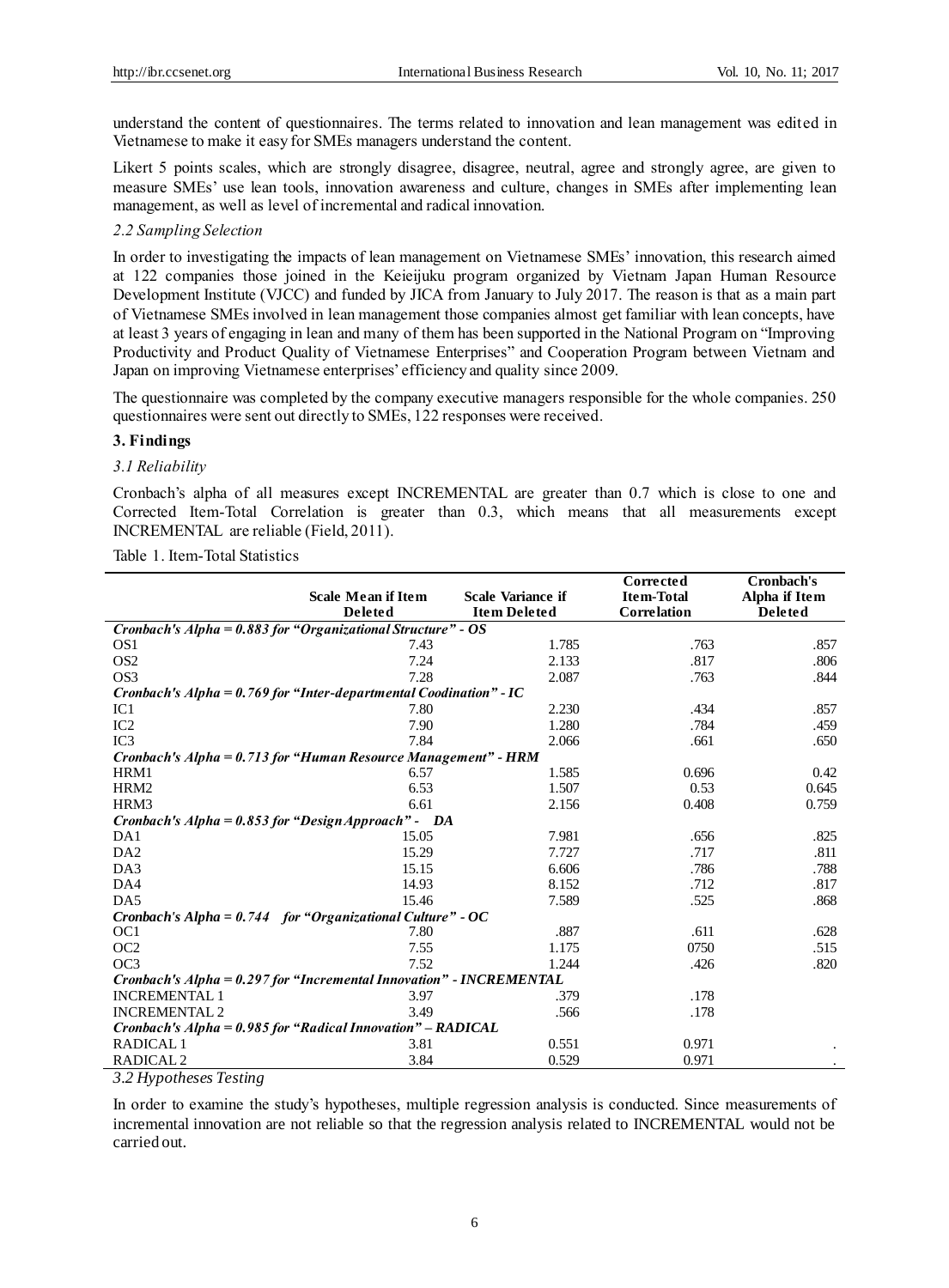understand the content of questionnaires. The terms related to innovation and lean management was edited in Vietnamese to make it easy for SMEs managers understand the content.

Likert 5 points scales, which are strongly disagree, disagree, neutral, agree and strongly agree, are given to measure SMEs' use lean tools, innovation awareness and culture, changes in SMEs after implementing lean management, as well as level of incremental and radical innovation.

### *2.2 Sampling Selection*

In order to investigating the impacts of lean management on Vietnamese SMEs' innovation, this research aimed at 122 companies those joined in the Keieijuku program organized by Vietnam Japan Human Resource Development Institute (VJCC) and funded by JICA from January to July 2017. The reason is that as a main part of Vietnamese SMEs involved in lean management those companies almost get familiar with lean concepts, have at least 3 years of engaging in lean and many of them has been supported in the National Program on "Improving Productivity and Product Quality of Vietnamese Enterprises" and Cooperation Program between Vietnam and Japan on improving Vietnamese enterprises' efficiency and quality since 2009.

The questionnaire was completed by the company executive managers responsible for the whole companies. 250 questionnaires were sent out directly to SMEs, 122 responses were received.

## **3. Findings**

### *3.1 Reliability*

Cronbach's alpha of all measures except INCREMENTAL are greater than 0.7 which is close to one and Corrected Item-Total Correlation is greater than 0.3, which means that all measurements except INCREMENTAL are reliable (Field, 2011).

Table 1. Item-Total Statistics

| | Scale Mean if Item Deleted | Scale Variance if Item Deleted | Corrected Item-Total Correlation | Cronbach's Alpha if Item Deleted |
|---|---|---|---|---|
| ***Cronbach's Alpha = 0.883 for "Organizational Structure" - OS*** | | | | |
| OS1 | 7.43 | 1.785 | .763 | .857 |
| OS2 | 7.24 | 2.133 | .817 | .806 |
| OS3 | 7.28 | 2.087 | .763 | .844 |
| ***Cronbach's Alpha = 0.769 for "Inter-departmental Coodination" - IC*** | | | | |
| IC1 | 7.80 | 2.230 | .434 | .857 |
| IC2 | 7.90 | 1.280 | .784 | .459 |
| IC3 | 7.84 | 2.066 | .661 | .650 |
| ***Cronbach's Alpha = 0.713 for "Human Resource Management" - HRM*** | | | | |
| HRM1 | 6.57 | 1.585 | 0.696 | 0.42 |
| HRM2 | 6.53 | 1.507 | 0.53 | 0.645 |
| HRM3 | 6.61 | 2.156 | 0.408 | 0.759 |
| ***Cronbach's Alpha = 0.853 for "Design Approach" - DA*** | | | | |
| DA1 | 15.05 | 7.981 | .656 | .825 |
| DA2 | 15.29 | 7.727 | .717 | .811 |
| DA3 | 15.15 | 6.606 | .786 | .788 |
| DA4 | 14.93 | 8.152 | .712 | .817 |
| DA5 | 15.46 | 7.589 | .525 | .868 |
| ***Cronbach's Alpha = 0.744 for "Organizational Culture" - OC*** | | | | |
| OC1 | 7.80 | .887 | .611 | .628 |
| OC2 | 7.55 | 1.175 | 0750 | .515 |
| OC3 | 7.52 | 1.244 | .426 | .820 |
| ***Cronbach's Alpha = 0.297 for "Incremental Innovation" - INCREMENTAL*** | | | | |
| INCREMENTAL 1 | 3.97 | .379 | .178 | |
| INCREMENTAL 2 | 3.49 | .566 | .178 | |
| ***Cronbach's Alpha = 0.985 for "Radical Innovation" – RADICAL*** | | | | |
| RADICAL 1 | 3.81 | 0.551 | 0.971 | . |
| RADICAL 2 | 3.84 | 0.529 | 0.971 | . |

### *3.2 Hypotheses Testing*

In order to examine the study's hypotheses, multiple regression analysis is conducted. Since measurements of incremental innovation are not reliable so that the regression analysis related to INCREMENTAL would not be carried out.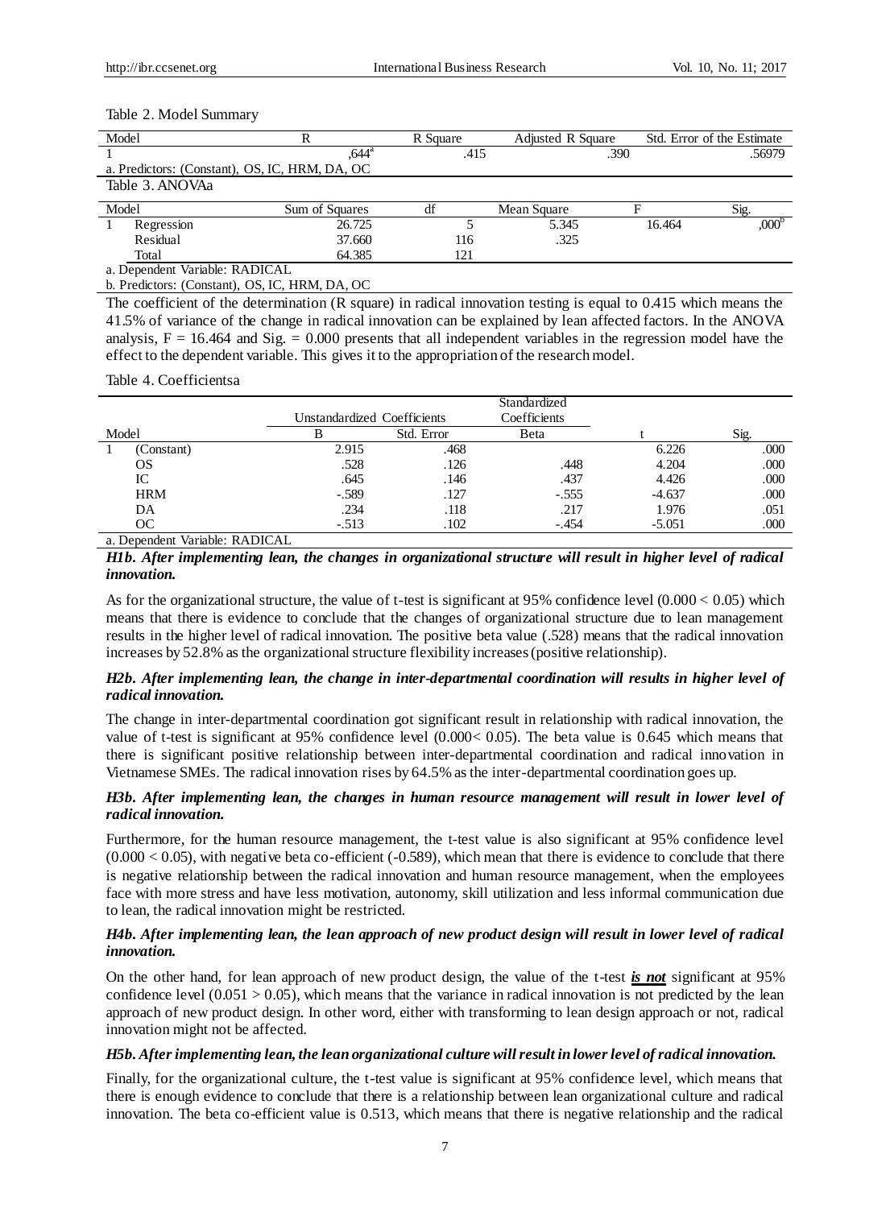Table 2. Model Summary

| Model | R | R Square | Adjusted R Square | Std. Error of the Estimate |
|---|---|---|---|---|
| 1 | ,644[a] | .415 | .390 | .56979 |

a. Predictors: (Constant), OS, IC, HRM, DA, OC

Table 3. ANOVAa

| Model | | Sum of Squares | df | Mean Square | F | Sig. |
|---|---|---|---|---|---|---|
| 1 | Regression | 26.725 | 5 | 5.345 | 16.464 | ,000[b] |
| | Residual | 37.660 | 116 | .325 | | |
| | Total | 64.385 | 121 | | | |

a. Dependent Variable: RADICAL

b. Predictors: (Constant), OS, IC, HRM, DA, OC

The coefficient of the determination (R square) in radical innovation testing is equal to 0.415 which means the 41.5% of variance of the change in radical innovation can be explained by lean affected factors. In the ANOVA analysis, F = 16.464 and Sig. = 0.000 presents that all independent variables in the regression model have the effect to the dependent variable. This gives it to the appropriation of the research model.

Table 4. Coefficientsa

| Model | | Unstandardized Coefficients | | Standardized Coefficients | t | Sig. |
|---|---|---|---|---|---|---|
| | | B | Std. Error | Beta | | |
| 1 | (Constant) | 2.915 | .468 | | 6.226 | .000 |
| | OS | .528 | .126 | .448 | 4.204 | .000 |
| | IC | .645 | .146 | .437 | 4.426 | .000 |
| | HRM | -.589 | .127 | -.555 | -4.637 | .000 |
| | DA | .234 | .118 | .217 | 1.976 | .051 |
| | OC | -.513 | .102 | -.454 | -5.051 | .000 |

a. Dependent Variable: RADICAL

***H1b. After implementing lean, the changes in organizational structure will result in higher level of radical innovation.***

As for the organizational structure, the value of t-test is significant at 95% confidence level (0.000 < 0.05) which means that there is evidence to conclude that the changes of organizational structure due to lean management results in the higher level of radical innovation. The positive beta value (.528) means that the radical innovation increases by 52.8% as the organizational structure flexibility increases (positive relationship).

***H2b. After implementing lean, the change in inter-departmental coordination will results in higher level of radical innovation.***

The change in inter-departmental coordination got significant result in relationship with radical innovation, the value of t-test is significant at 95% confidence level (0.000< 0.05). The beta value is 0.645 which means that there is significant positive relationship between inter-departmental coordination and radical innovation in Vietnamese SMEs. The radical innovation rises by 64.5% as the inter-departmental coordination goes up.

***H3b. After implementing lean, the changes in human resource management will result in lower level of radical innovation.***

Furthermore, for the human resource management, the t-test value is also significant at 95% confidence level (0.000 < 0.05), with negative beta co-efficient (-0.589), which mean that there is evidence to conclude that there is negative relationship between the radical innovation and human resource management, when the employees face with more stress and have less motivation, autonomy, skill utilization and less informal communication due to lean, the radical innovation might be restricted.

***H4b. After implementing lean, the lean approach of new product design will result in lower level of radical innovation.***

On the other hand, for lean approach of new product design, the value of the t-test ***is not*** significant at 95% confidence level (0.051 > 0.05), which means that the variance in radical innovation is not predicted by the lean approach of new product design. In other word, either with transforming to lean design approach or not, radical innovation might not be affected.

***H5b. After implementing lean, the lean organizational culture will result in lower level of radical innovation.***

Finally, for the organizational culture, the t-test value is significant at 95% confidence level, which means that there is enough evidence to conclude that there is a relationship between lean organizational culture and radical innovation. The beta co-efficient value is 0.513, which means that there is negative relationship and the radical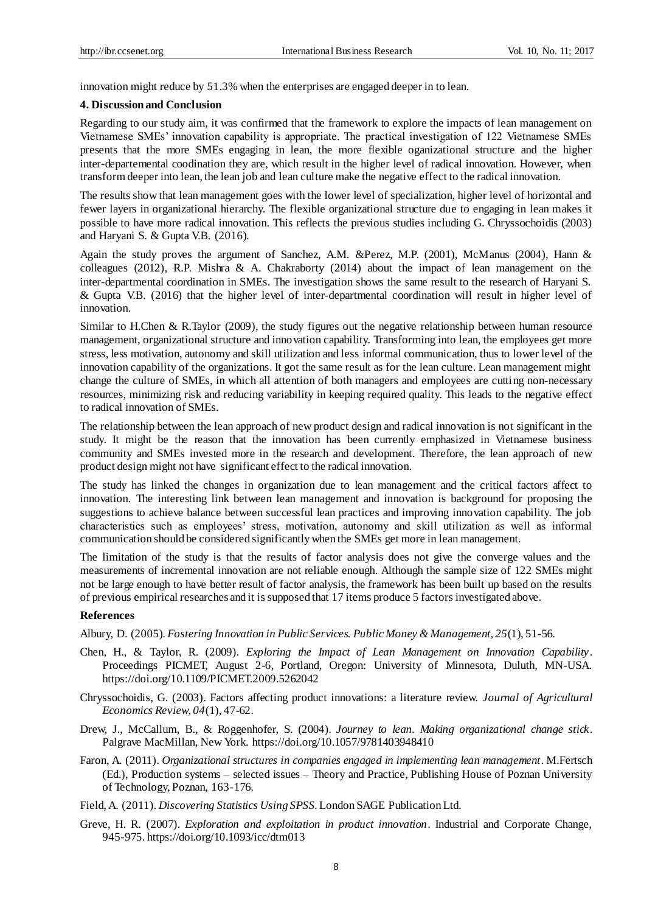innovation might reduce by 51.3% when the enterprises are engaged deeper in to lean.

### 4. Discussion and Conclusion

Regarding to our study aim, it was confirmed that the framework to explore the impacts of lean management on Vietnamese SMEs' innovation capability is appropriate. The practical investigation of 122 Vietnamese SMEs presents that the more SMEs engaging in lean, the more flexible oganizational structure and the higher inter-departemental coodination they are, which result in the higher level of radical innovation. However, when transform deeper into lean, the lean job and lean culture make the negative effect to the radical innovation.

The results show that lean management goes with the lower level of specialization, higher level of horizontal and fewer layers in organizational hierarchy. The flexible organizational structure due to engaging in lean makes it possible to have more radical innovation. This reflects the previous studies including G. Chryssochoidis (2003) and Haryani S. & Gupta V.B. (2016).

Again the study proves the argument of Sanchez, A.M. &Perez, M.P. (2001), McManus (2004), Hann & colleagues (2012), R.P. Mishra & A. Chakraborty (2014) about the impact of lean management on the inter-departmental coordination in SMEs. The investigation shows the same result to the research of Haryani S. & Gupta V.B. (2016) that the higher level of inter-departmental coordination will result in higher level of innovation.

Similar to H.Chen & R.Taylor (2009), the study figures out the negative relationship between human resource management, organizational structure and innovation capability. Transforming into lean, the employees get more stress, less motivation, autonomy and skill utilization and less informal communication, thus to lower level of the innovation capability of the organizations. It got the same result as for the lean culture. Lean management might change the culture of SMEs, in which all attention of both managers and employees are cutting non-necessary resources, minimizing risk and reducing variability in keeping required quality. This leads to the negative effect to radical innovation of SMEs.

The relationship between the lean approach of new product design and radical innovation is not significant in the study. It might be the reason that the innovation has been currently emphasized in Vietnamese business community and SMEs invested more in the research and development. Therefore, the lean approach of new product design might not have significant effect to the radical innovation.

The study has linked the changes in organization due to lean management and the critical factors affect to innovation. The interesting link between lean management and innovation is background for proposing the suggestions to achieve balance between successful lean practices and improving innovation capability. The job characteristics such as employees' stress, motivation, autonomy and skill utilization as well as informal communication should be considered significantly when the SMEs get more in lean management.

The limitation of the study is that the results of factor analysis does not give the converge values and the measurements of incremental innovation are not reliable enough. Although the sample size of 122 SMEs might not be large enough to have better result of factor analysis, the framework has been built up based on the results of previous empirical researches and it is supposed that 17 items produce 5 factors investigated above.

### References

Albury, D. (2005). *Fostering Innovation in Public Services. Public Money & Management, 25*(1), 51-56.

Chen, H., & Taylor, R. (2009). *Exploring the Impact of Lean Management on Innovation Capability*. Proceedings PICMET, August 2-6, Portland, Oregon: University of Minnesota, Duluth, MN-USA. https://doi.org/10.1109/PICMET.2009.5262042

Chryssochoidis, G. (2003). Factors affecting product innovations: a literature review. *Journal of Agricultural Economics Review, 04*(1), 47-62.

Drew, J., McCallum, B., & Roggenhofer, S. (2004). *Journey to lean. Making organizational change stick*. Palgrave MacMillan, New York. https://doi.org/10.1057/9781403948410

Faron, A. (2011). *Organizational structures in companies engaged in implementing lean management*. M.Fertsch (Ed.), Production systems – selected issues – Theory and Practice, Publishing House of Poznan University of Technology, Poznan, 163-176.

Field, A. (2011). *Discovering Statistics Using SPSS*. London SAGE Publication Ltd.

Greve, H. R. (2007). *Exploration and exploitation in product innovation*. Industrial and Corporate Change, 945-975. https://doi.org/10.1093/icc/dtm013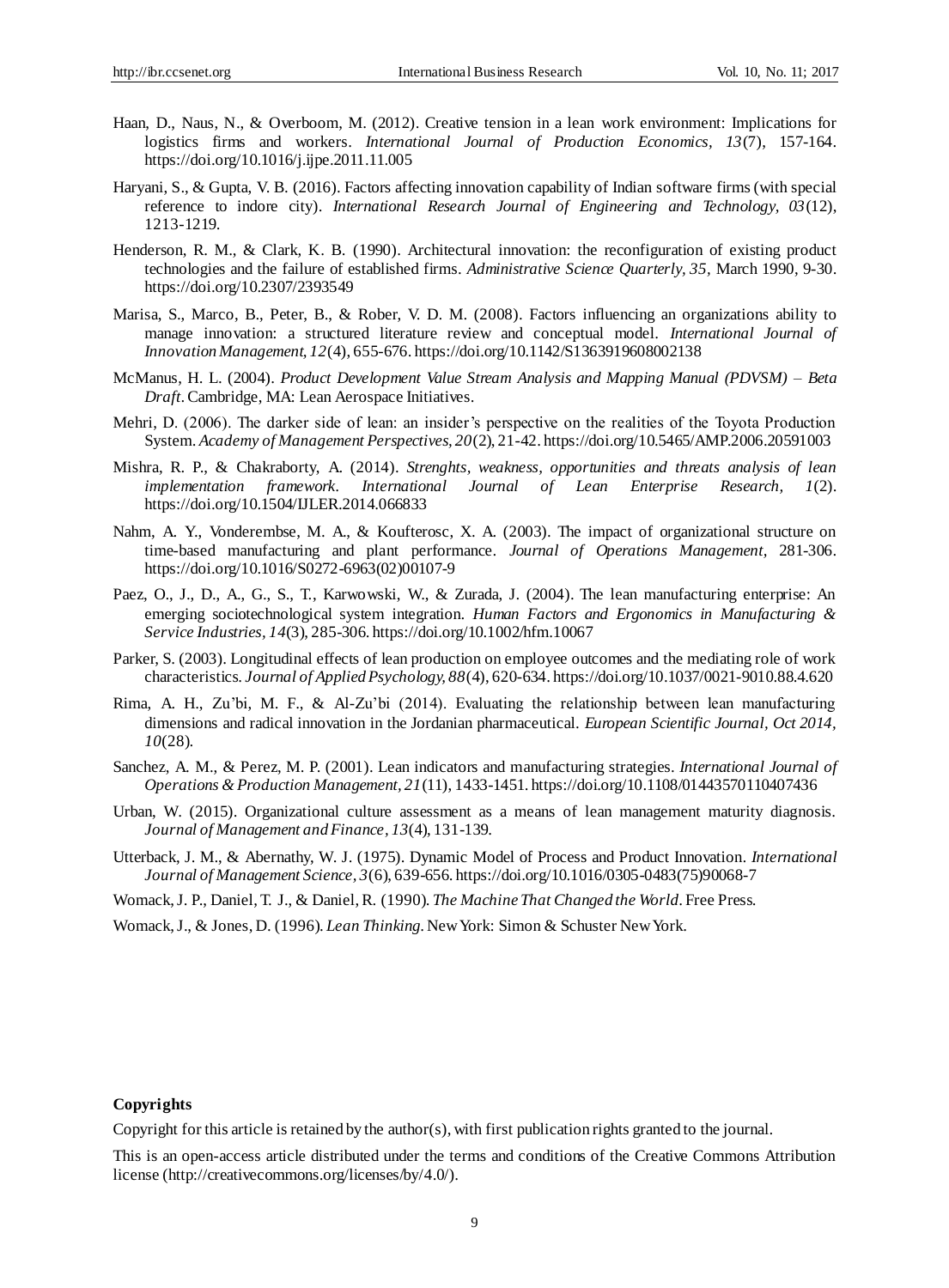Haan, D., Naus, N., & Overboom, M. (2012). Creative tension in a lean work environment: Implications for logistics firms and workers. *International Journal of Production Economics, 13*(7), 157-164. https://doi.org/10.1016/j.ijpe.2011.11.005

Haryani, S., & Gupta, V. B. (2016). Factors affecting innovation capability of Indian software firms (with special reference to indore city). *International Research Journal of Engineering and Technology, 03*(12), 1213-1219.

Henderson, R. M., & Clark, K. B. (1990). Architectural innovation: the reconfiguration of existing product technologies and the failure of established firms. *Administrative Science Quarterly, 35*, March 1990, 9-30. https://doi.org/10.2307/2393549

Marisa, S., Marco, B., Peter, B., & Rober, V. D. M. (2008). Factors influencing an organizations ability to manage innovation: a structured literature review and conceptual model. *International Journal of Innovation Management, 12*(4), 655-676. https://doi.org/10.1142/S1363919608002138

McManus, H. L. (2004). *Product Development Value Stream Analysis and Mapping Manual (PDVSM) – Beta Draft*. Cambridge, MA: Lean Aerospace Initiatives.

Mehri, D. (2006). The darker side of lean: an insider's perspective on the realities of the Toyota Production System. *Academy of Management Perspectives, 20*(2), 21-42. https://doi.org/10.5465/AMP.2006.20591003

Mishra, R. P., & Chakraborty, A. (2014). *Strenghts, weakness, opportunities and threats analysis of lean implementation framework. International Journal of Lean Enterprise Research, 1*(2). https://doi.org/10.1504/IJLER.2014.066833

Nahm, A. Y., Vonderembse, M. A., & Koufterosc, X. A. (2003). The impact of organizational structure on time-based manufacturing and plant performance. *Journal of Operations Management,* 281-306. https://doi.org/10.1016/S0272-6963(02)00107-9

Paez, O., J., D., A., G., S., T., Karwowski, W., & Zurada, J. (2004). The lean manufacturing enterprise: An emerging sociotechnological system integration. *Human Factors and Ergonomics in Manufacturing & Service Industries, 14*(3), 285-306. https://doi.org/10.1002/hfm.10067

Parker, S. (2003). Longitudinal effects of lean production on employee outcomes and the mediating role of work characteristics. *Journal of Applied Psychology, 88*(4), 620-634. https://doi.org/10.1037/0021-9010.88.4.620

Rima, A. H., Zu'bi, M. F., & Al-Zu'bi (2014). Evaluating the relationship between lean manufacturing dimensions and radical innovation in the Jordanian pharmaceutical. *European Scientific Journal, Oct 2014, 10*(28).

Sanchez, A. M., & Perez, M. P. (2001). Lean indicators and manufacturing strategies. *International Journal of Operations & Production Management, 21*(11), 1433-1451. https://doi.org/10.1108/01443570110407436

Urban, W. (2015). Organizational culture assessment as a means of lean management maturity diagnosis. *Journal of Management and Finance, 13*(4), 131-139.

Utterback, J. M., & Abernathy, W. J. (1975). Dynamic Model of Process and Product Innovation. *International Journal of Management Science, 3*(6), 639-656. https://doi.org/10.1016/0305-0483(75)90068-7

Womack, J. P., Daniel, T. J., & Daniel, R. (1990). *The Machine That Changed the World*. Free Press.

Womack, J., & Jones, D. (1996). *Lean Thinking*. New York: Simon & Schuster New York.

**Copyrights**

Copyright for this article is retained by the author(s), with first publication rights granted to the journal.

This is an open-access article distributed under the terms and conditions of the Creative Commons Attribution license (http://creativecommons.org/licenses/by/4.0/).